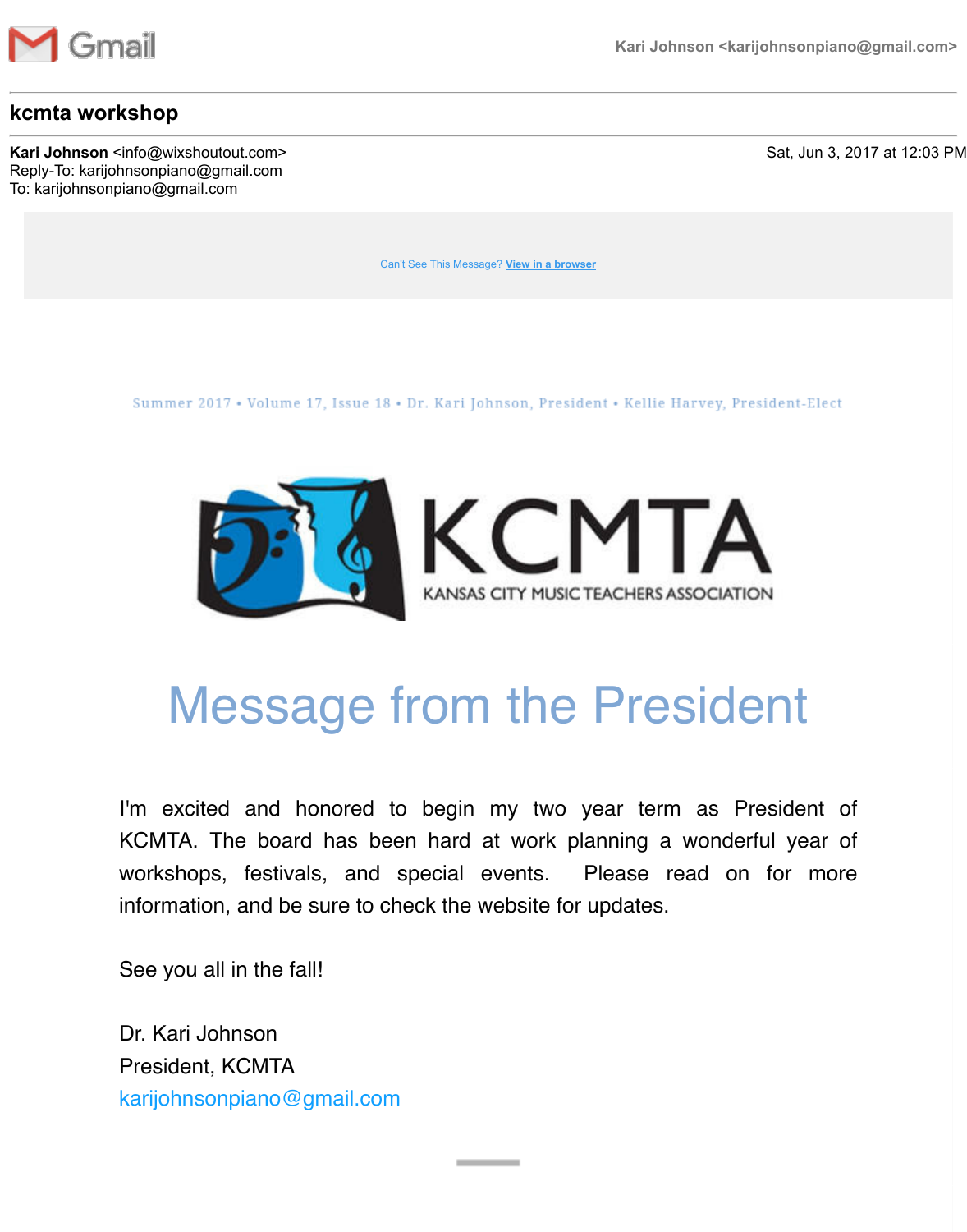Kari Johnson <karijohnsonpiano@gmail.com>

# kcmta workshop

**Kari Johnson** <info@wixshoutout.com>
Reply-To: karijohnsonpiano@gmail.com
To: karijohnsonpiano@gmail.com

Sat, Jun 3, 2017 at 12:03 PM

Can't See This Message? View in a browser

Summer 2017 • Volume 17, Issue 18 • Dr. Kari Johnson, President • Kellie Harvey, President-Elect

KCMTA
KANSAS CITY MUSIC TEACHERS ASSOCIATION

## Message from the President

I'm excited and honored to begin my two year term as President of KCMTA. The board has been hard at work planning a wonderful year of workshops, festivals, and special events. Please read on for more information, and be sure to check the website for updates.

See you all in the fall!

Dr. Kari Johnson
President, KCMTA
karijohnsonpiano@gmail.com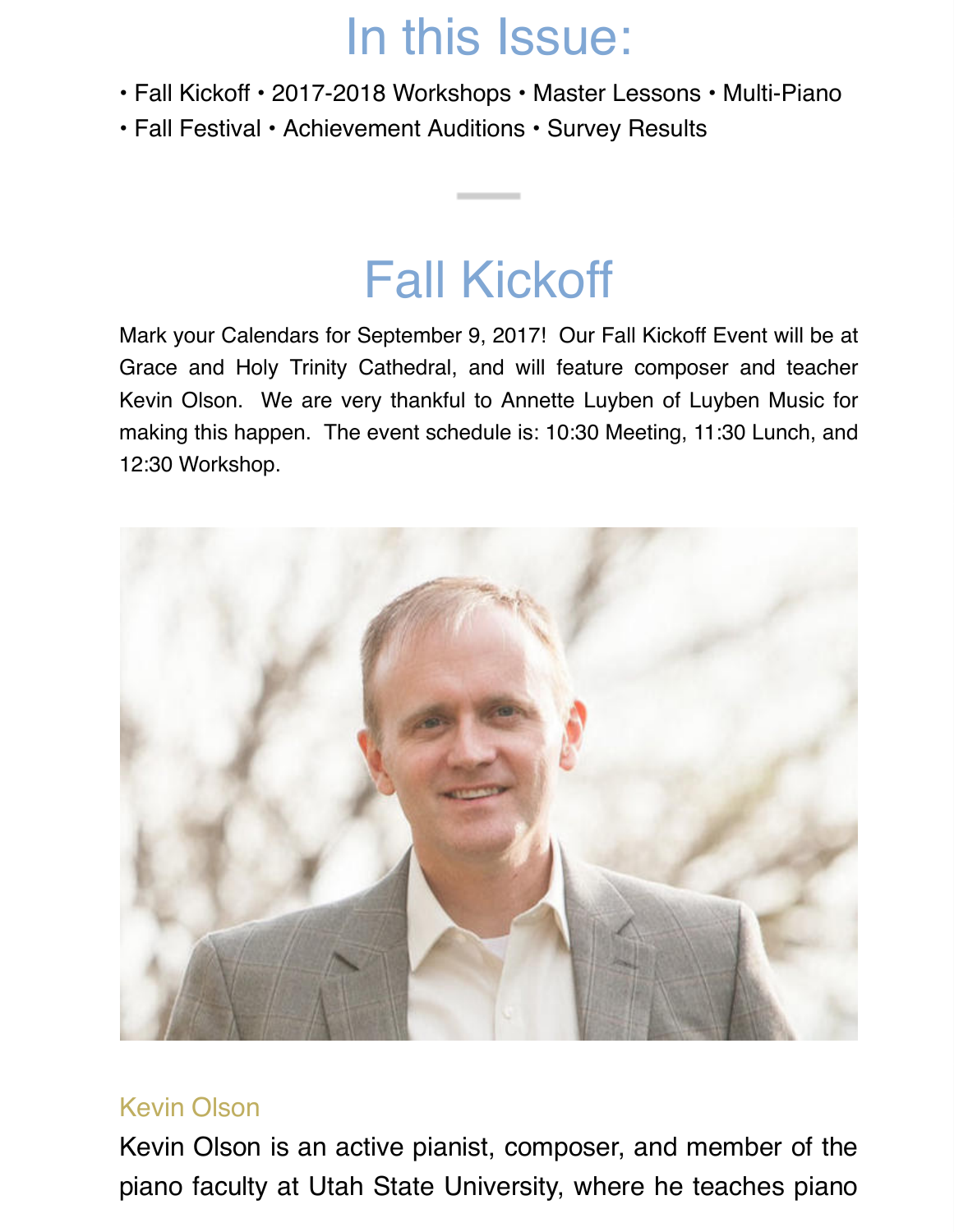# In this Issue:

• Fall Kickoff • 2017-2018 Workshops • Master Lessons • Multi-Piano • Fall Festival • Achievement Auditions • Survey Results

# Fall Kickoff

Mark your Calendars for September 9, 2017! Our Fall Kickoff Event will be at Grace and Holy Trinity Cathedral, and will feature composer and teacher Kevin Olson. We are very thankful to Annette Luyben of Luyben Music for making this happen. The event schedule is: 10:30 Meeting, 11:30 Lunch, and 12:30 Workshop.

### Kevin Olson

Kevin Olson is an active pianist, composer, and member of the piano faculty at Utah State University, where he teaches piano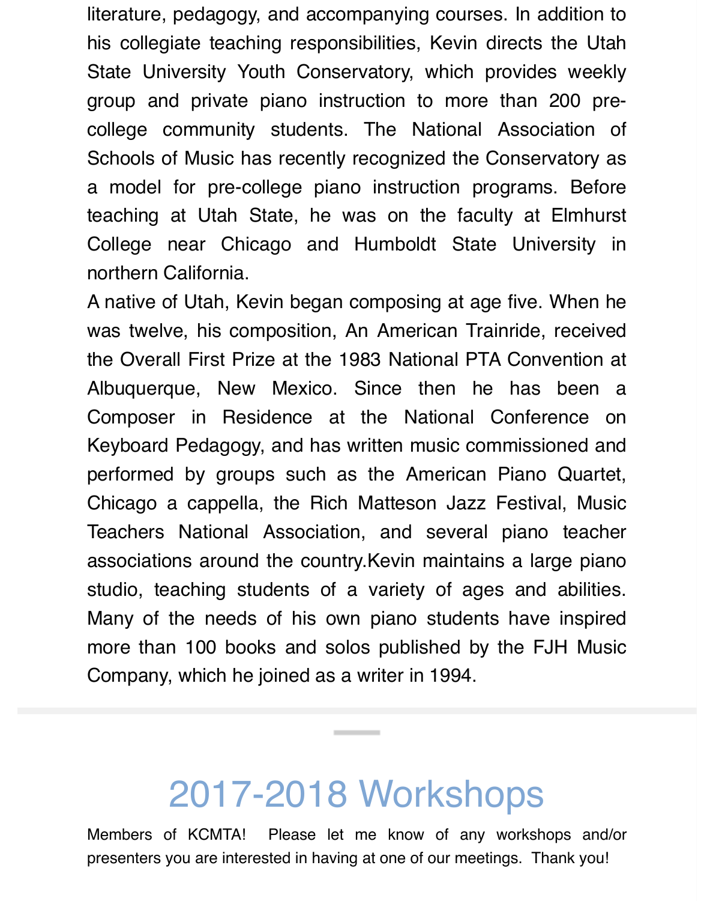literature, pedagogy, and accompanying courses. In addition to his collegiate teaching responsibilities, Kevin directs the Utah State University Youth Conservatory, which provides weekly group and private piano instruction to more than 200 pre-college community students. The National Association of Schools of Music has recently recognized the Conservatory as a model for pre-college piano instruction programs. Before teaching at Utah State, he was on the faculty at Elmhurst College near Chicago and Humboldt State University in northern California.

A native of Utah, Kevin began composing at age five. When he was twelve, his composition, An American Trainride, received the Overall First Prize at the 1983 National PTA Convention at Albuquerque, New Mexico. Since then he has been a Composer in Residence at the National Conference on Keyboard Pedagogy, and has written music commissioned and performed by groups such as the American Piano Quartet, Chicago a cappella, the Rich Matteson Jazz Festival, Music Teachers National Association, and several piano teacher associations around the country.Kevin maintains a large piano studio, teaching students of a variety of ages and abilities. Many of the needs of his own piano students have inspired more than 100 books and solos published by the FJH Music Company, which he joined as a writer in 1994.

---

# 2017-2018 Workshops

Members of KCMTA!  Please let me know of any workshops and/or presenters you are interested in having at one of our meetings.  Thank you!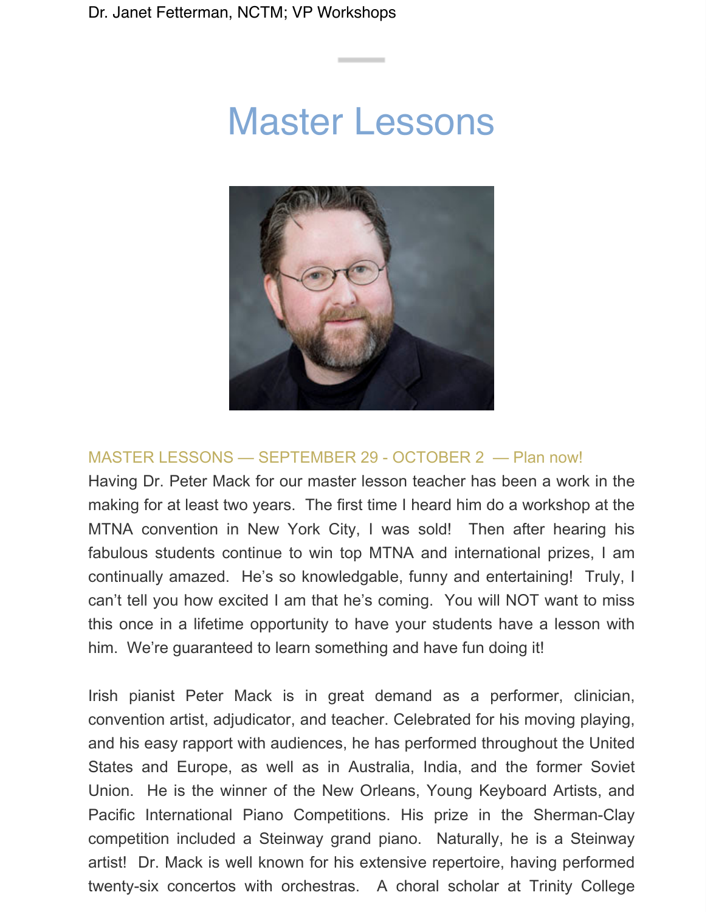Dr. Janet Fetterman, NCTM; VP Workshops

# Master Lessons

MASTER LESSONS — SEPTEMBER 29 - OCTOBER 2 — Plan now!

Having Dr. Peter Mack for our master lesson teacher has been a work in the making for at least two years. The first time I heard him do a workshop at the MTNA convention in New York City, I was sold! Then after hearing his fabulous students continue to win top MTNA and international prizes, I am continually amazed. He's so knowledgable, funny and entertaining! Truly, I can't tell you how excited I am that he's coming. You will NOT want to miss this once in a lifetime opportunity to have your students have a lesson with him. We're guaranteed to learn something and have fun doing it!

Irish pianist Peter Mack is in great demand as a performer, clinician, convention artist, adjudicator, and teacher. Celebrated for his moving playing, and his easy rapport with audiences, he has performed throughout the United States and Europe, as well as in Australia, India, and the former Soviet Union. He is the winner of the New Orleans, Young Keyboard Artists, and Pacific International Piano Competitions. His prize in the Sherman-Clay competition included a Steinway grand piano. Naturally, he is a Steinway artist! Dr. Mack is well known for his extensive repertoire, having performed twenty-six concertos with orchestras. A choral scholar at Trinity College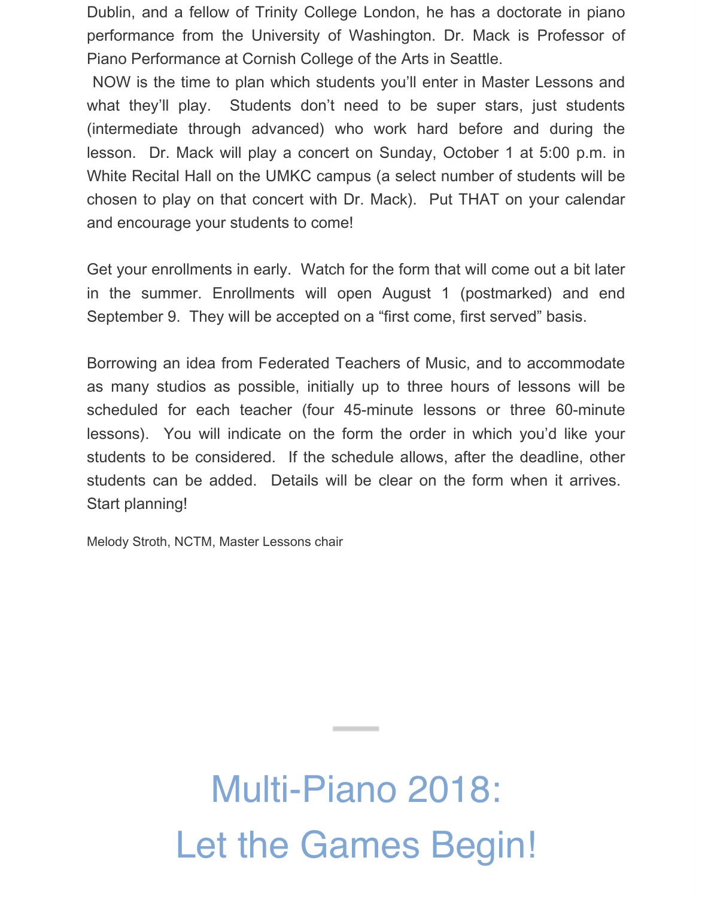Dublin, and a fellow of Trinity College London, he has a doctorate in piano performance from the University of Washington. Dr. Mack is Professor of Piano Performance at Cornish College of the Arts in Seattle.

NOW is the time to plan which students you'll enter in Master Lessons and what they'll play. Students don't need to be super stars, just students (intermediate through advanced) who work hard before and during the lesson. Dr. Mack will play a concert on Sunday, October 1 at 5:00 p.m. in White Recital Hall on the UMKC campus (a select number of students will be chosen to play on that concert with Dr. Mack). Put THAT on your calendar and encourage your students to come!

Get your enrollments in early. Watch for the form that will come out a bit later in the summer. Enrollments will open August 1 (postmarked) and end September 9. They will be accepted on a "first come, first served" basis.

Borrowing an idea from Federated Teachers of Music, and to accommodate as many studios as possible, initially up to three hours of lessons will be scheduled for each teacher (four 45-minute lessons or three 60-minute lessons). You will indicate on the form the order in which you'd like your students to be considered. If the schedule allows, after the deadline, other students can be added. Details will be clear on the form when it arrives. Start planning!

Melody Stroth, NCTM, Master Lessons chair

---

# Multi-Piano 2018:
# Let the Games Begin!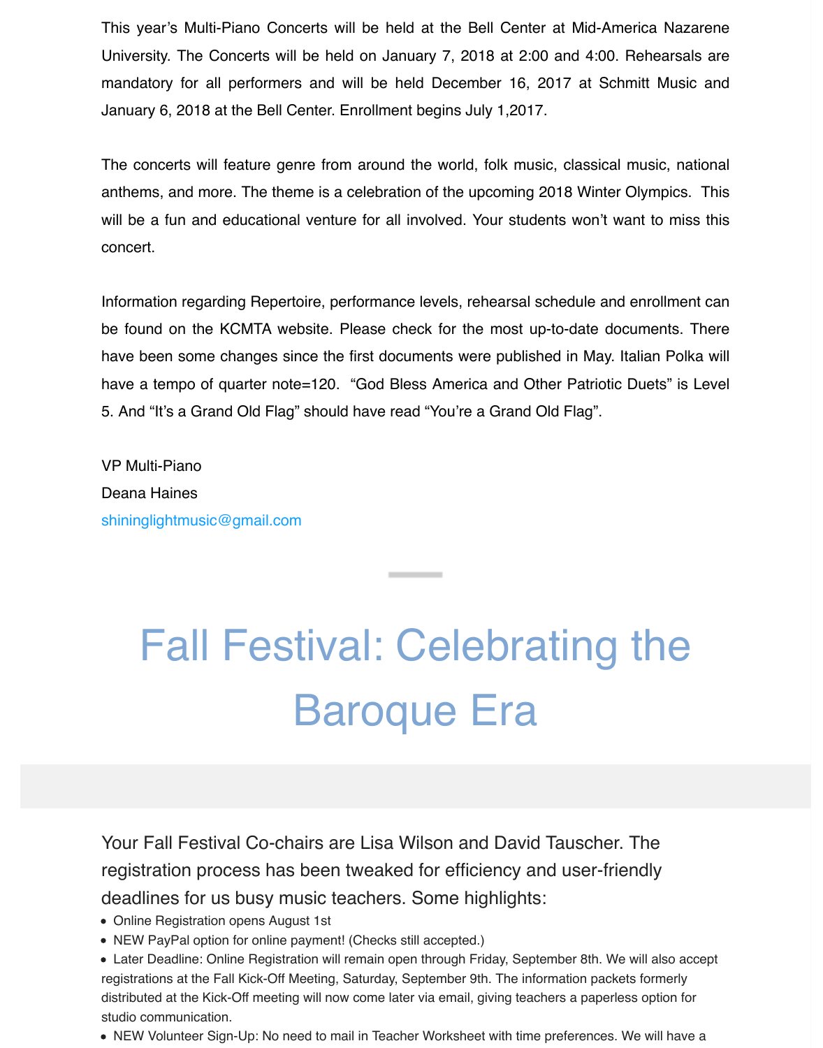This year's Multi-Piano Concerts will be held at the Bell Center at Mid-America Nazarene University. The Concerts will be held on January 7, 2018 at 2:00 and 4:00. Rehearsals are mandatory for all performers and will be held December 16, 2017 at Schmitt Music and January 6, 2018 at the Bell Center. Enrollment begins July 1,2017.

The concerts will feature genre from around the world, folk music, classical music, national anthems, and more. The theme is a celebration of the upcoming 2018 Winter Olympics. This will be a fun and educational venture for all involved. Your students won't want to miss this concert.

Information regarding Repertoire, performance levels, rehearsal schedule and enrollment can be found on the KCMTA website. Please check for the most up-to-date documents. There have been some changes since the first documents were published in May. Italian Polka will have a tempo of quarter note=120. "God Bless America and Other Patriotic Duets" is Level 5. And "It's a Grand Old Flag" should have read "You're a Grand Old Flag".

VP Multi-Piano
Deana Haines
shininglightmusic@gmail.com

---

# Fall Festival: Celebrating the Baroque Era

Your Fall Festival Co-chairs are Lisa Wilson and David Tauscher. The registration process has been tweaked for efficiency and user-friendly deadlines for us busy music teachers. Some highlights:

- Online Registration opens August 1st
- NEW PayPal option for online payment! (Checks still accepted.)
- Later Deadline: Online Registration will remain open through Friday, September 8th. We will also accept registrations at the Fall Kick-Off Meeting, Saturday, September 9th. The information packets formerly distributed at the Kick-Off meeting will now come later via email, giving teachers a paperless option for studio communication.
- NEW Volunteer Sign-Up: No need to mail in Teacher Worksheet with time preferences. We will have a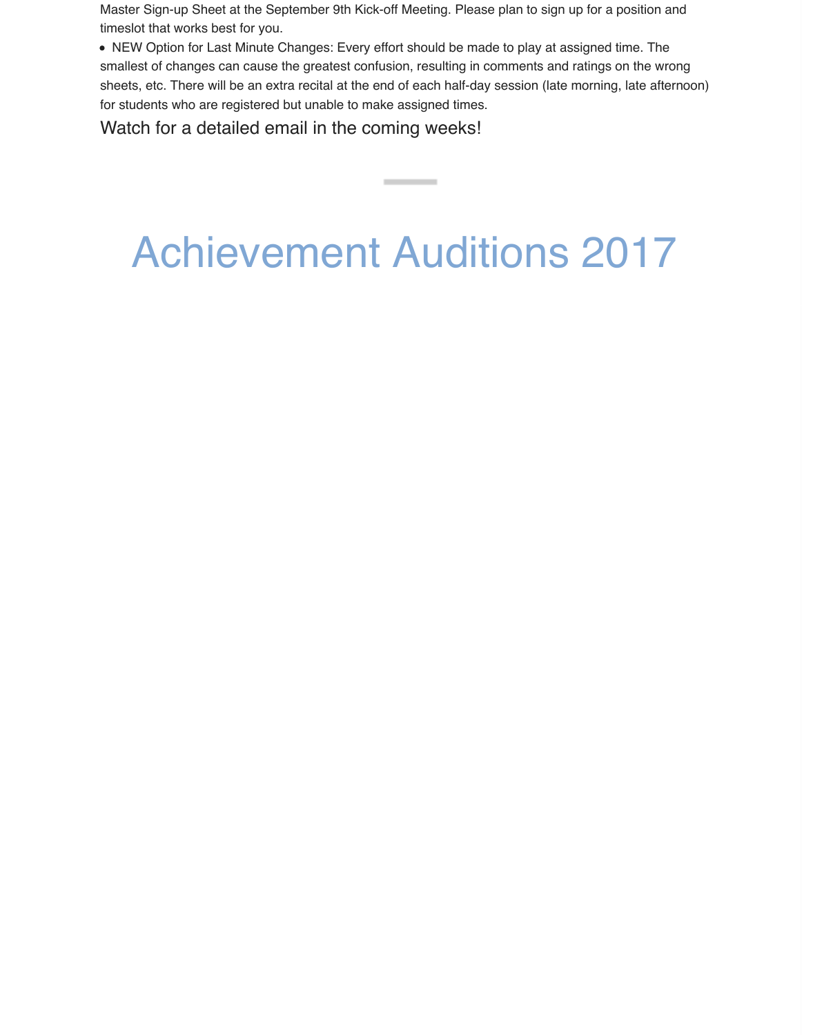Master Sign-up Sheet at the September 9th Kick-off Meeting. Please plan to sign up for a position and timeslot that works best for you.

- NEW Option for Last Minute Changes: Every effort should be made to play at assigned time. The smallest of changes can cause the greatest confusion, resulting in comments and ratings on the wrong sheets, etc. There will be an extra recital at the end of each half-day session (late morning, late afternoon) for students who are registered but unable to make assigned times.

Watch for a detailed email in the coming weeks!

---

# Achievement Auditions 2017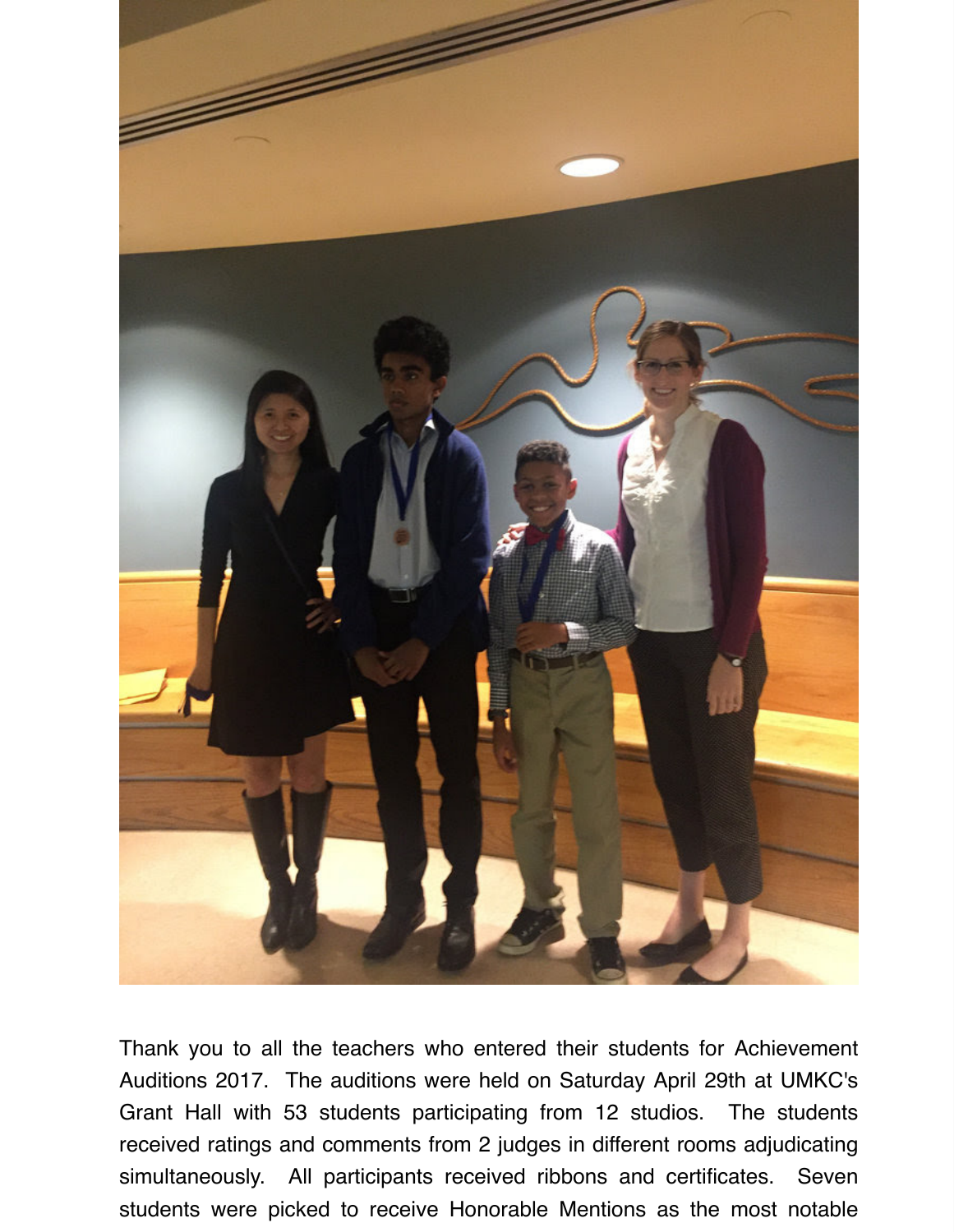Thank you to all the teachers who entered their students for Achievement Auditions 2017. The auditions were held on Saturday April 29th at UMKC's Grant Hall with 53 students participating from 12 studios. The students received ratings and comments from 2 judges in different rooms adjudicating simultaneously. All participants received ribbons and certificates. Seven students were picked to receive Honorable Mentions as the most notable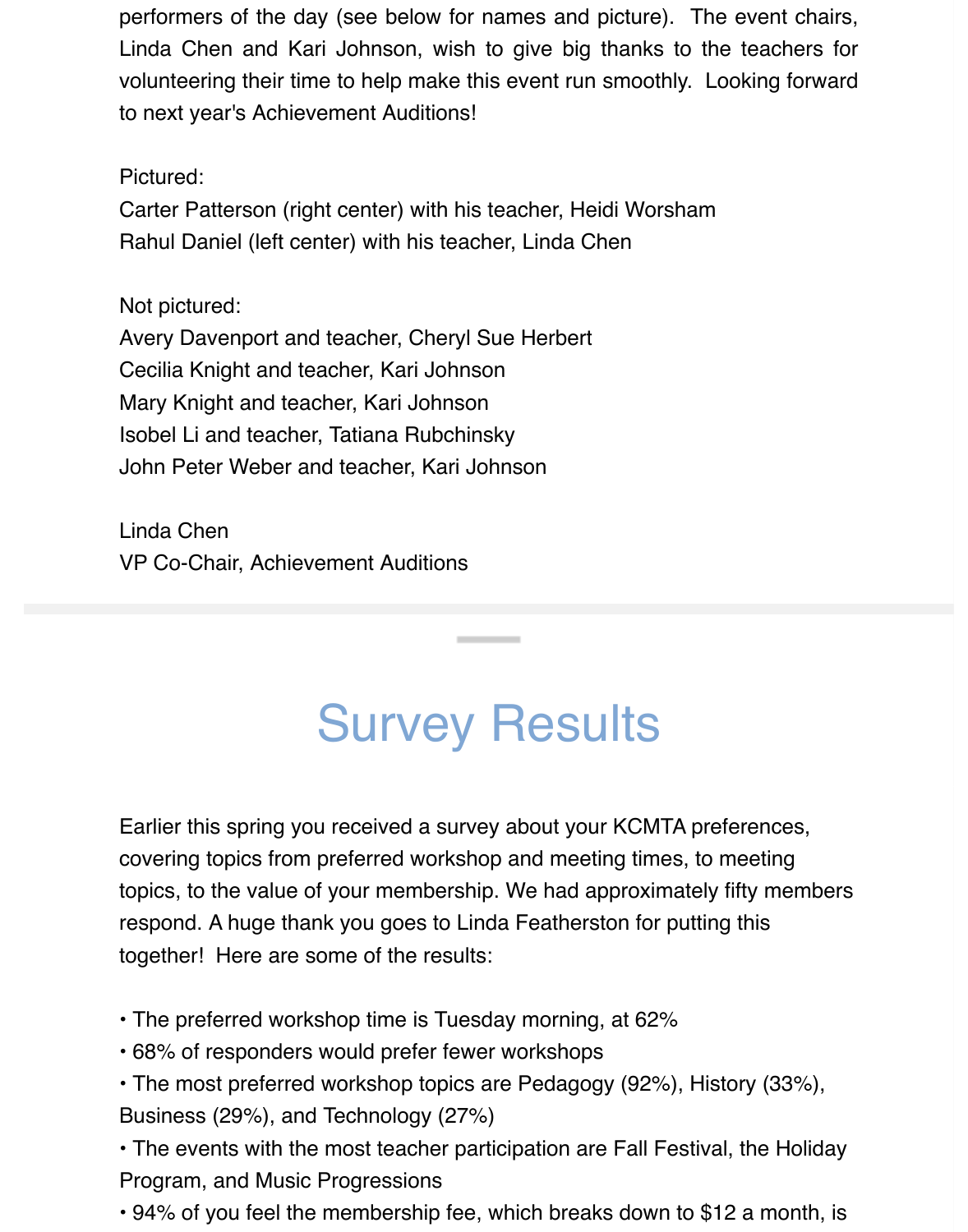performers of the day (see below for names and picture). The event chairs, Linda Chen and Kari Johnson, wish to give big thanks to the teachers for volunteering their time to help make this event run smoothly. Looking forward to next year's Achievement Auditions!

Pictured:
Carter Patterson (right center) with his teacher, Heidi Worsham
Rahul Daniel (left center) with his teacher, Linda Chen

Not pictured:
Avery Davenport and teacher, Cheryl Sue Herbert
Cecilia Knight and teacher, Kari Johnson
Mary Knight and teacher, Kari Johnson
Isobel Li and teacher, Tatiana Rubchinsky
John Peter Weber and teacher, Kari Johnson

Linda Chen
VP Co-Chair, Achievement Auditions

---

# Survey Results

Earlier this spring you received a survey about your KCMTA preferences, covering topics from preferred workshop and meeting times, to meeting topics, to the value of your membership. We had approximately fifty members respond. A huge thank you goes to Linda Featherston for putting this together! Here are some of the results:

- The preferred workshop time is Tuesday morning, at 62%
- 68% of responders would prefer fewer workshops
- The most preferred workshop topics are Pedagogy (92%), History (33%), Business (29%), and Technology (27%)
- The events with the most teacher participation are Fall Festival, the Holiday Program, and Music Progressions
- 94% of you feel the membership fee, which breaks down to $12 a month, is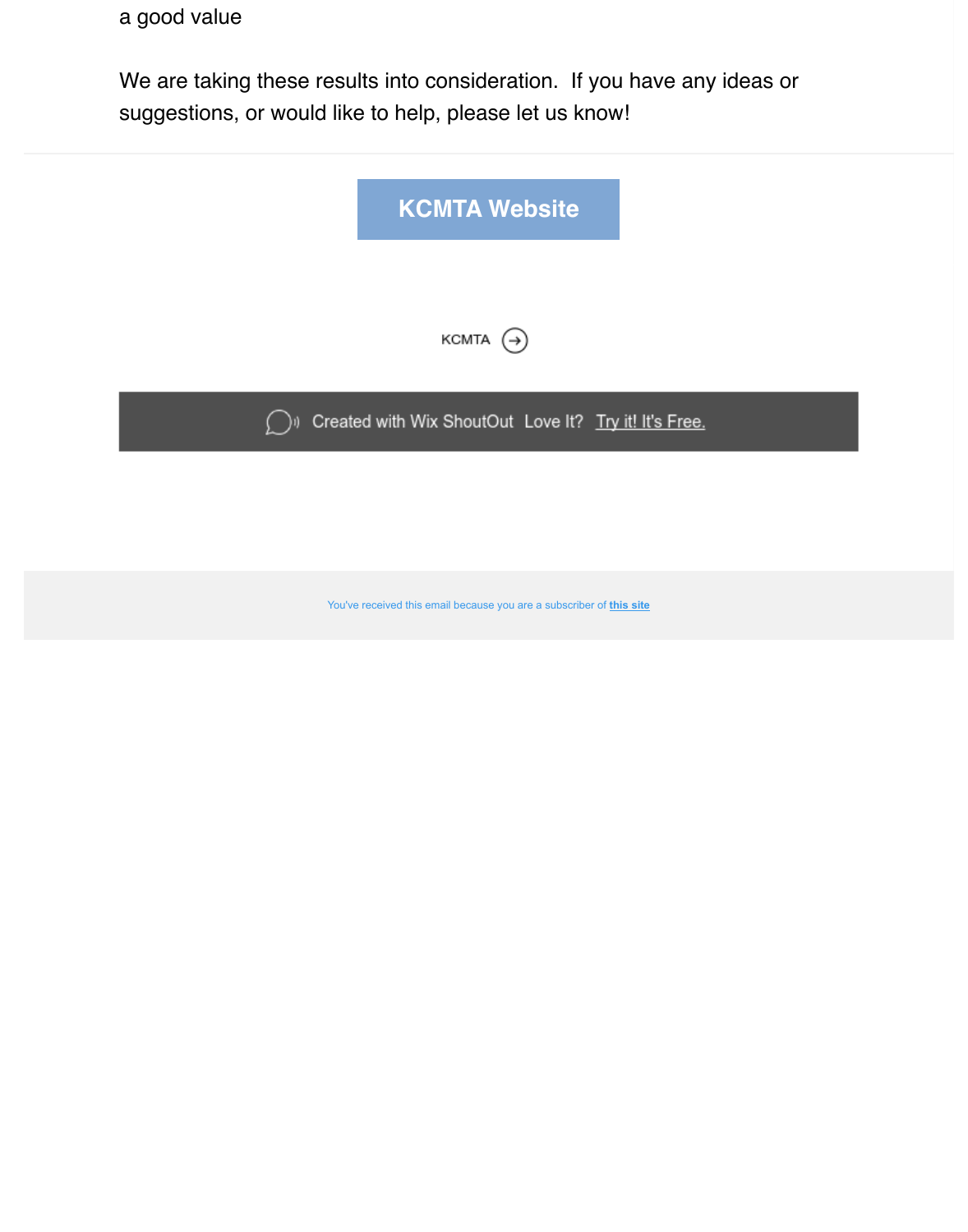a good value

We are taking these results into consideration.  If you have any ideas or suggestions, or would like to help, please let us know!

KCMTA Website

KCMTA

Created with Wix ShoutOut  Love It?  Try it! It's Free.

You've received this email because you are a subscriber of **this site**